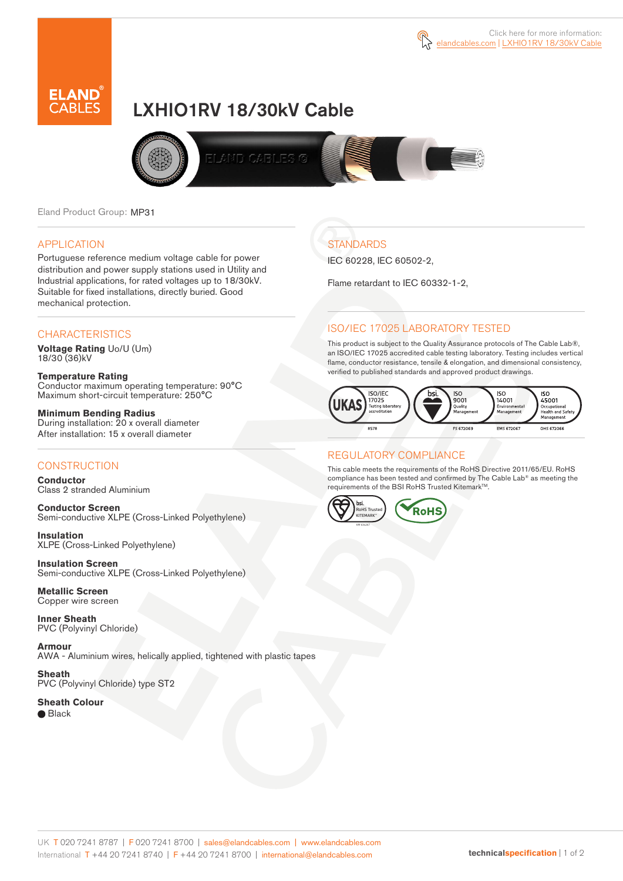Click here for more information: elandcables.com | LXHIO1RV 18/30kV Cable

# LXHIO1RV 18/30kV Cable

Eland Product Group: MP31

## APPLICATION

Portuguese reference medium voltage cable for power distribution and power supply stations used in Utility and Industrial applications, for rated voltages up to 18/30kV. Suitable for fixed installations, directly buried. Good mechanical protection.

## CHARACTERISTICS

**Voltage Rating** Uo/U (Um)
18/30 (36)kV

**Temperature Rating**
Conductor maximum operating temperature: 90°C
Maximum short-circuit temperature: 250°C

**Minimum Bending Radius**
During installation: 20 x overall diameter
After installation: 15 x overall diameter

## CONSTRUCTION

**Conductor**
Class 2 stranded Aluminium

**Conductor Screen**
Semi-conductive XLPE (Cross-Linked Polyethylene)

**Insulation**
XLPE (Cross-Linked Polyethylene)

**Insulation Screen**
Semi-conductive XLPE (Cross-Linked Polyethylene)

**Metallic Screen**
Copper wire screen

**Inner Sheath**
PVC (Polyvinyl Chloride)

**Armour**
AWA - Aluminium wires, helically applied, tightened with plastic tapes

**Sheath**
PVC (Polyvinyl Chloride) type ST2

**Sheath Colour**
● Black

## STANDARDS

IEC 60228, IEC 60502-2,

Flame retardant to IEC 60332-1-2,

## ISO/IEC 17025 LABORATORY TESTED

This product is subject to the Quality Assurance protocols of The Cable Lab®, an ISO/IEC 17025 accredited cable testing laboratory. Testing includes vertical flame, conductor resistance, tensile & elongation, and dimensional consistency, verified to published standards and approved product drawings.

UKAS ISO/IEC 17025 Testing laboratory accreditation 8578 | bsi. ISO 9001 Quality Management FS 672069 | ISO 14001 Environmental Management EMS 672067 | ISO 45001 Occupational Health and Safety Management OHS 672066

## REGULATORY COMPLIANCE

This cable meets the requirements of the RoHS Directive 2011/65/EU. RoHS compliance has been tested and confirmed by The Cable Lab® as meeting the requirements of the BSI RoHS Trusted Kitemark™.

bsi. RoHS Trusted KITEMARK™ | RoHS

UK T 020 7241 8787 | F 020 7241 8700 | sales@elandcables.com | www.elandcables.com
International T +44 20 7241 8740 | F +44 20 7241 8700 | international@elandcables.com

technicalspecification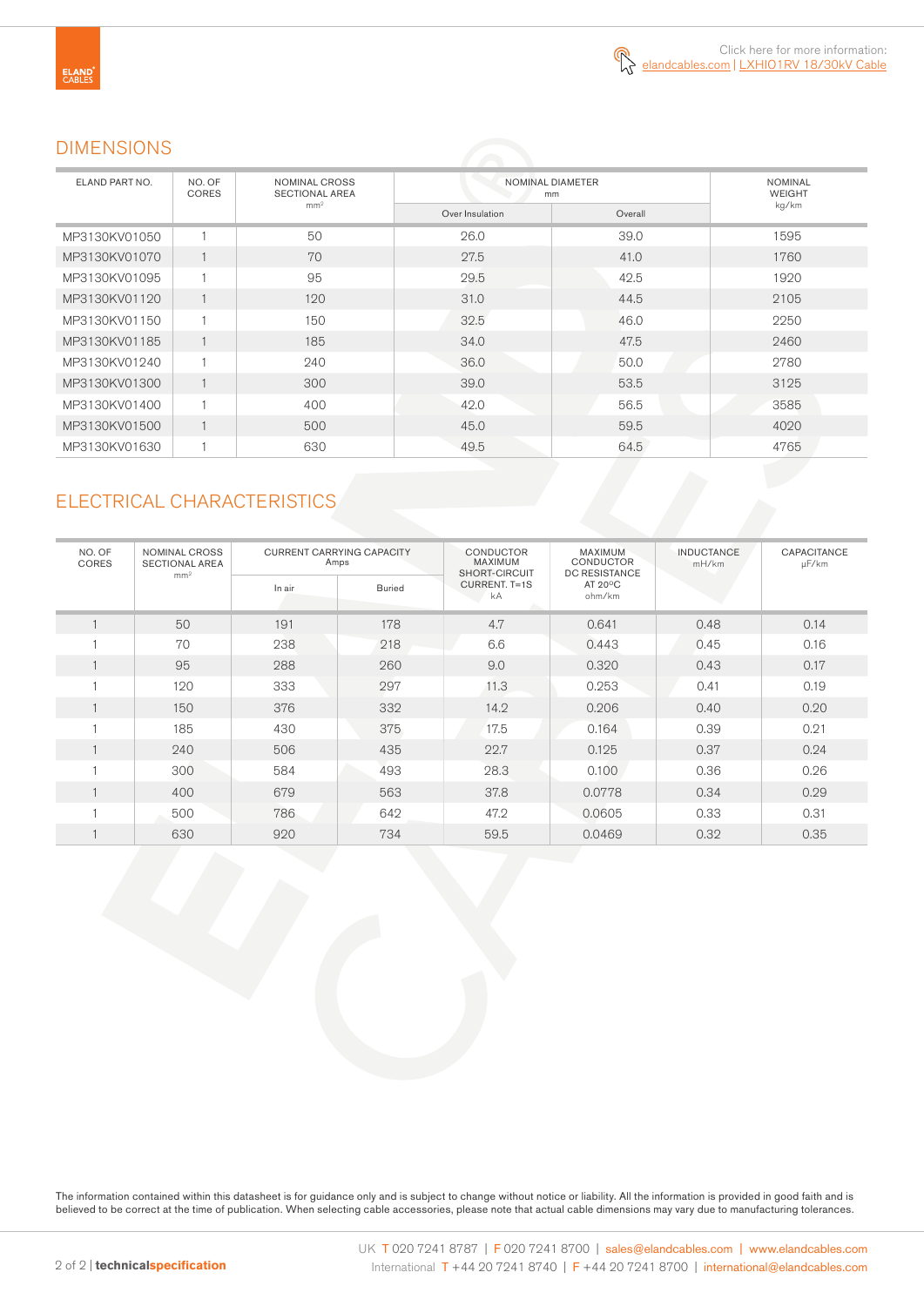Click here for more information: elandcables.com | LXHIO1RV 18/30kV Cable

## DIMENSIONS

| ELAND PART NO. | NO. OF CORES | NOMINAL CROSS SECTIONAL AREA mm² | NOMINAL DIAMETER mm | | NOMINAL WEIGHT kg/km |
|---|---|---|---|---|---|
| | | | Over Insulation | Overall | |
| MP3130KV01050 | 1 | 50 | 26.0 | 39.0 | 1595 |
| MP3130KV01070 | 1 | 70 | 27.5 | 41.0 | 1760 |
| MP3130KV01095 | 1 | 95 | 29.5 | 42.5 | 1920 |
| MP3130KV01120 | 1 | 120 | 31.0 | 44.5 | 2105 |
| MP3130KV01150 | 1 | 150 | 32.5 | 46.0 | 2250 |
| MP3130KV01185 | 1 | 185 | 34.0 | 47.5 | 2460 |
| MP3130KV01240 | 1 | 240 | 36.0 | 50.0 | 2780 |
| MP3130KV01300 | 1 | 300 | 39.0 | 53.5 | 3125 |
| MP3130KV01400 | 1 | 400 | 42.0 | 56.5 | 3585 |
| MP3130KV01500 | 1 | 500 | 45.0 | 59.5 | 4020 |
| MP3130KV01630 | 1 | 630 | 49.5 | 64.5 | 4765 |

## ELECTRICAL CHARACTERISTICS

| NO. OF CORES | NOMINAL CROSS SECTIONAL AREA mm² | CURRENT CARRYING CAPACITY Amps | | CONDUCTOR MAXIMUM SHORT-CIRCUIT CURRENT. T=1S kA | MAXIMUM CONDUCTOR DC RESISTANCE AT 20ºC ohm/km | INDUCTANCE mH/km | CAPACITANCE µF/km |
|---|---|---|---|---|---|---|---|
| | | In air | Buried | | | | |
| 1 | 50 | 191 | 178 | 4.7 | 0.641 | 0.48 | 0.14 |
| 1 | 70 | 238 | 218 | 6.6 | 0.443 | 0.45 | 0.16 |
| 1 | 95 | 288 | 260 | 9.0 | 0.320 | 0.43 | 0.17 |
| 1 | 120 | 333 | 297 | 11.3 | 0.253 | 0.41 | 0.19 |
| 1 | 150 | 376 | 332 | 14.2 | 0.206 | 0.40 | 0.20 |
| 1 | 185 | 430 | 375 | 17.5 | 0.164 | 0.39 | 0.21 |
| 1 | 240 | 506 | 435 | 22.7 | 0.125 | 0.37 | 0.24 |
| 1 | 300 | 584 | 493 | 28.3 | 0.100 | 0.36 | 0.26 |
| 1 | 400 | 679 | 563 | 37.8 | 0.0778 | 0.34 | 0.29 |
| 1 | 500 | 786 | 642 | 47.2 | 0.0605 | 0.33 | 0.31 |
| 1 | 630 | 920 | 734 | 59.5 | 0.0469 | 0.32 | 0.35 |

The information contained within this datasheet is for guidance only and is subject to change without notice or liability. All the information is provided in good faith and is believed to be correct at the time of publication. When selecting cable accessories, please note that actual cable dimensions may vary due to manufacturing tolerances.

UK T 020 7241 8787 | F 020 7241 8700 | sales@elandcables.com | www.elandcables.com
International T +44 20 7241 8740 | F +44 20 7241 8700 | international@elandcables.com